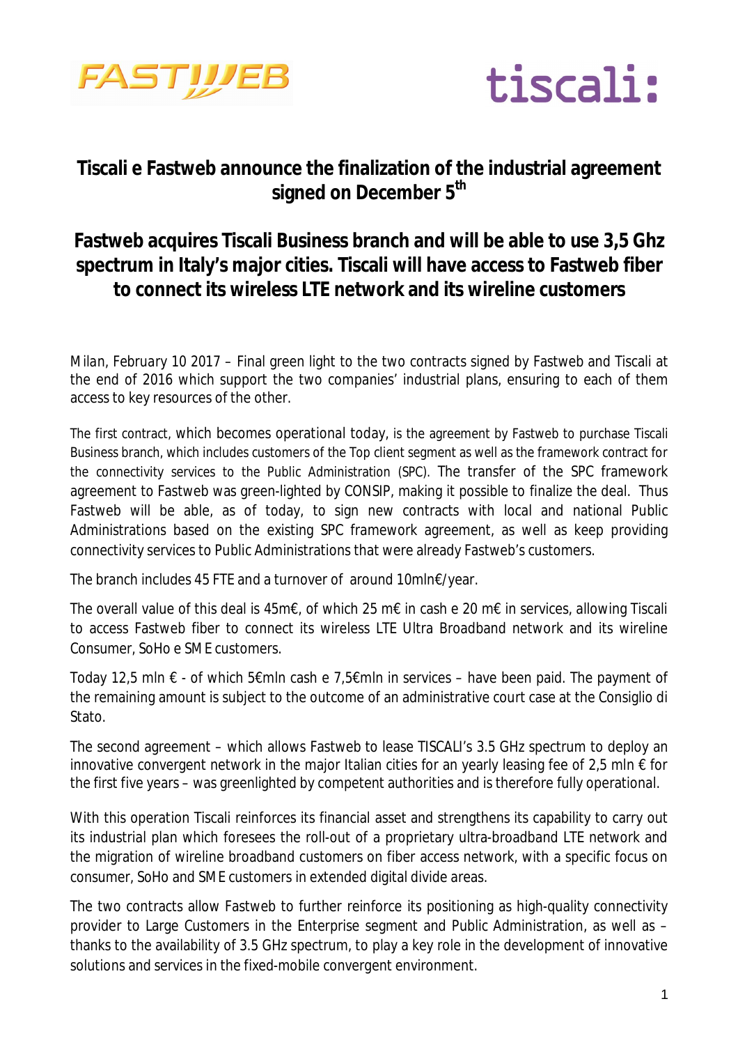# Tiscali e Fastweb announce the finalization of the industrial agreement signed on December 5th

## Fastweb acquires Tiscali Business branch and will be able to use 3,5 Ghz spectrum in Italy's major cities. Tiscali will have access to Fastweb fiber to connect its wireless LTE network and its wireline customers

*Milan, February 10 2017* – Final green light to the two contracts signed by Fastweb and Tiscali at the end of 2016 which support the two companies' industrial plans, ensuring to each of them access to key resources of the other.

The first contract, which becomes operational today, is the agreement by Fastweb to purchase Tiscali Business branch, which includes customers of the Top client segment as well as the framework contract for the connectivity services to the Public Administration (SPC). The transfer of the SPC framework agreement to Fastweb was green-lighted by CONSIP, making it possible to finalize the deal. Thus Fastweb will be able, as of today, to sign new contracts with local and national Public Administrations based on the existing SPC framework agreement, as well as keep providing connectivity services to Public Administrations that were already Fastweb's customers.

The branch includes 45 FTE and a turnover of around 10mln€/year.

The overall value of this deal is 45m€, of which 25 m€ in cash e 20 m€ in services, allowing Tiscali to access Fastweb fiber to connect its wireless LTE Ultra Broadband network and its wireline Consumer, SoHo e SME customers.

Today 12,5 mln € - of which 5€mln cash e 7,5€mln in services – have been paid. The payment of the remaining amount is subject to the outcome of an administrative court case at the Consiglio di Stato.

The second agreement – which allows Fastweb to lease TISCALI's 3.5 GHz spectrum to deploy an innovative convergent network in the major Italian cities for an yearly leasing fee of 2,5 mln € for the first five years – was greenlighted by competent authorities and is therefore fully operational.

With this operation Tiscali reinforces its financial asset and strengthens its capability to carry out its industrial plan which foresees the roll-out of a proprietary ultra-broadband LTE network and the migration of wireline broadband customers on fiber access network, with a specific focus on consumer, SoHo and SME customers in extended digital divide areas.

The two contracts allow Fastweb to further reinforce its positioning as high-quality connectivity provider to Large Customers in the Enterprise segment and Public Administration, as well as – thanks to the availability of 3.5 GHz spectrum, to play a key role in the development of innovative solutions and services in the fixed-mobile convergent environment.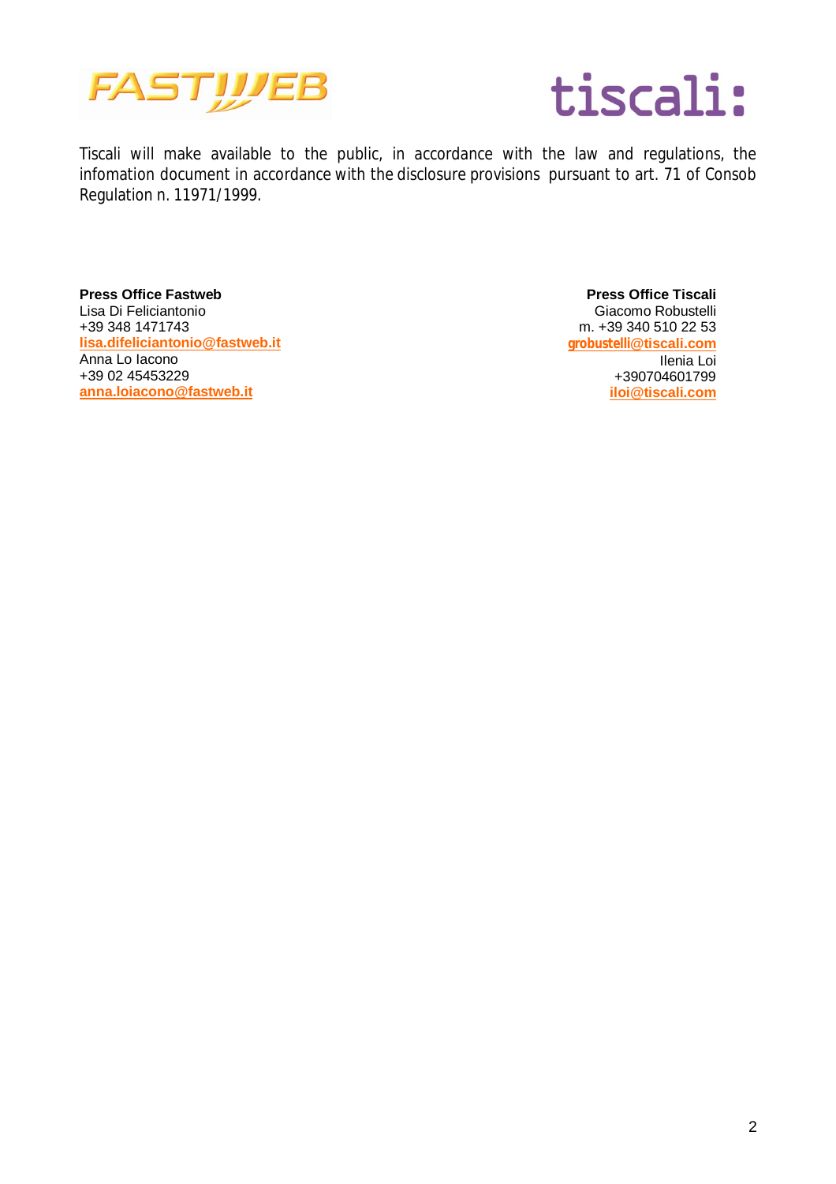Tiscali will make available to the public, in accordance with the law and regulations, the infomation document in accordance with the disclosure provisions pursuant to art. 71 of Consob Regulation n. 11971/1999.

**Press Office Fastweb**
Lisa Di Feliciantonio
+39 348 1471743
lisa.difeliciantonio@fastweb.it
Anna Lo Iacono
+39 02 45453229
anna.loiacono@fastweb.it

**Press Office Tiscali**
Giacomo Robustelli
m. +39 340 510 22 53
grobustelli@tiscali.com
Ilenia Loi
+390704601799
iloi@tiscali.com